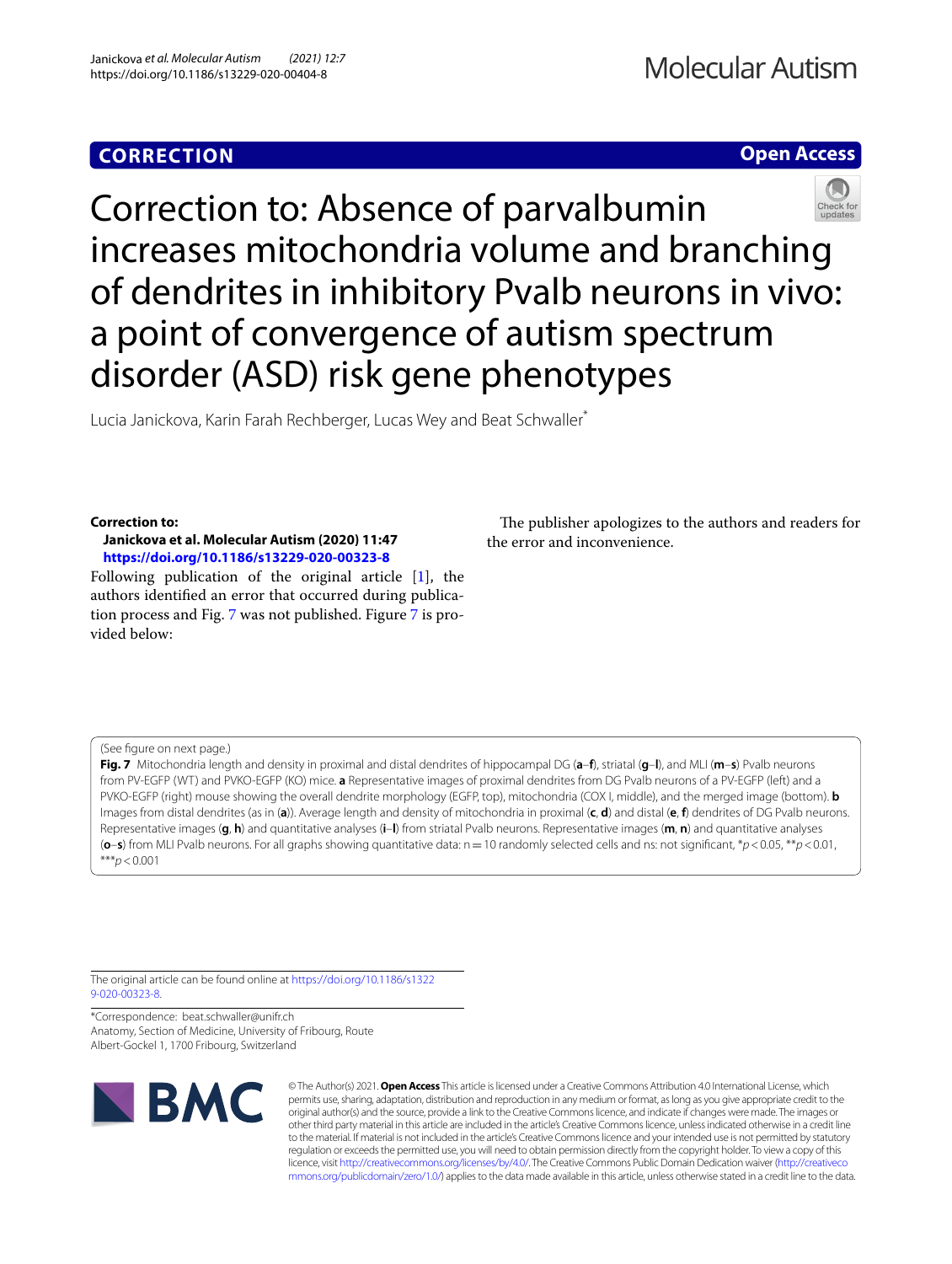**CORRECTION** **Open Access**

# Correction to: Absence of parvalbumin increases mitochondria volume and branching of dendrites in inhibitory Pvalb neurons in vivo: a point of convergence of autism spectrum disorder (ASD) risk gene phenotypes

Lucia Janickova, Karin Farah Rechberger, Lucas Wey and Beat Schwaller*

**Correction to:**
**Janickova et al. Molecular Autism (2020) 11:47**
**https://doi.org/10.1186/s13229-020-00323-8**

Following publication of the original article [1], the authors identified an error that occurred during publication process and Fig. 7 was not published. Figure 7 is provided below:

The publisher apologizes to the authors and readers for the error and inconvenience.

(See figure on next page.)

**Fig. 7** Mitochondria length and density in proximal and distal dendrites of hippocampal DG (**a**–**f**), striatal (**g**–**l**), and MLI (**m**–**s**) Pvalb neurons from PV-EGFP (WT) and PVKO-EGFP (KO) mice. **a** Representative images of proximal dendrites from DG Pvalb neurons of a PV-EGFP (left) and a PVKO-EGFP (right) mouse showing the overall dendrite morphology (EGFP, top), mitochondria (COX I, middle), and the merged image (bottom). **b** Images from distal dendrites (as in (**a**)). Average length and density of mitochondria in proximal (**c**, **d**) and distal (**e**, **f**) dendrites of DG Pvalb neurons. Representative images (**g**, **h**) and quantitative analyses (**i**–**l**) from striatal Pvalb neurons. Representative images (**m**, **n**) and quantitative analyses (**o**–**s**) from MLI Pvalb neurons. For all graphs showing quantitative data: n = 10 randomly selected cells and ns: not significant, \*$p < 0.05$, \*\*$p < 0.01$, \*\*\*$p < 0.001$

The original article can be found online at https://doi.org/10.1186/s13229-020-00323-8.

*Correspondence: beat.schwaller@unifr.ch
Anatomy, Section of Medicine, University of Fribourg, Route Albert-Gockel 1, 1700 Fribourg, Switzerland

© The Author(s) 2021. **Open Access** This article is licensed under a Creative Commons Attribution 4.0 International License, which permits use, sharing, adaptation, distribution and reproduction in any medium or format, as long as you give appropriate credit to the original author(s) and the source, provide a link to the Creative Commons licence, and indicate if changes were made. The images or other third party material in this article are included in the article's Creative Commons licence, unless indicated otherwise in a credit line to the material. If material is not included in the article's Creative Commons licence and your intended use is not permitted by statutory regulation or exceeds the permitted use, you will need to obtain permission directly from the copyright holder. To view a copy of this licence, visit http://creativecommons.org/licenses/by/4.0/. The Creative Commons Public Domain Dedication waiver (http://creativecommons.org/publicdomain/zero/1.0/) applies to the data made available in this article, unless otherwise stated in a credit line to the data.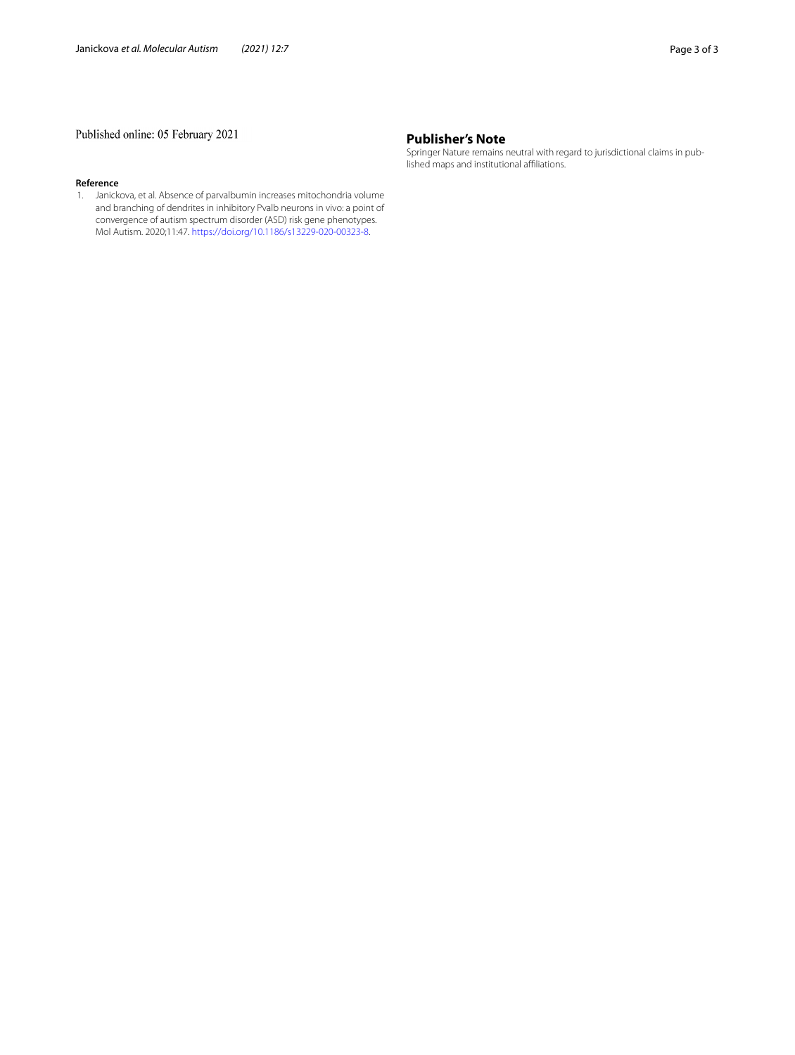Published online: 05 February 2021

**Reference**

1. Janickova, et al. Absence of parvalbumin increases mitochondria volume and branching of dendrites in inhibitory Pvalb neurons in vivo: a point of convergence of autism spectrum disorder (ASD) risk gene phenotypes. Mol Autism. 2020;11:47. https://doi.org/10.1186/s13229-020-00323-8.

## Publisher's Note

Springer Nature remains neutral with regard to jurisdictional claims in published maps and institutional affiliations.